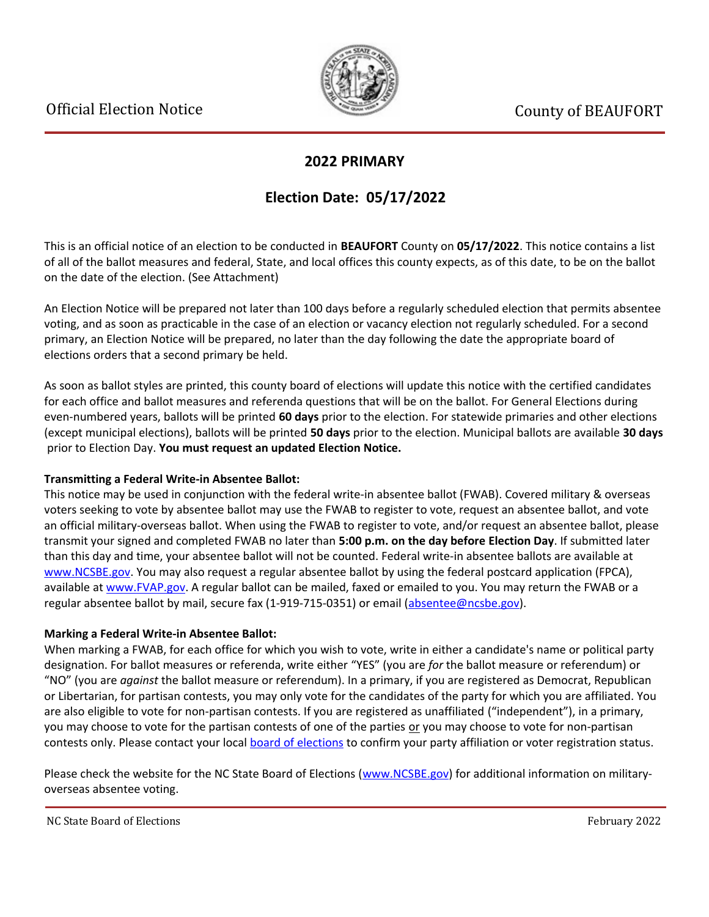Official Election Notice

County of BEAUFORT

## 2022 PRIMARY

## Election Date: 05/17/2022

This is an official notice of an election to be conducted in **BEAUFORT** County on **05/17/2022**. This notice contains a list of all of the ballot measures and federal, State, and local offices this county expects, as of this date, to be on the ballot on the date of the election. (See Attachment)

An Election Notice will be prepared not later than 100 days before a regularly scheduled election that permits absentee voting, and as soon as practicable in the case of an election or vacancy election not regularly scheduled. For a second primary, an Election Notice will be prepared, no later than the day following the date the appropriate board of elections orders that a second primary be held.

As soon as ballot styles are printed, this county board of elections will update this notice with the certified candidates for each office and ballot measures and referenda questions that will be on the ballot. For General Elections during even-numbered years, ballots will be printed **60 days** prior to the election. For statewide primaries and other elections (except municipal elections), ballots will be printed **50 days** prior to the election. Municipal ballots are available **30 days** prior to Election Day. **You must request an updated Election Notice.**

**Transmitting a Federal Write-in Absentee Ballot:**
This notice may be used in conjunction with the federal write-in absentee ballot (FWAB). Covered military & overseas voters seeking to vote by absentee ballot may use the FWAB to register to vote, request an absentee ballot, and vote an official military-overseas ballot. When using the FWAB to register to vote, and/or request an absentee ballot, please transmit your signed and completed FWAB no later than **5:00 p.m. on the day before Election Day**. If submitted later than this day and time, your absentee ballot will not be counted. Federal write-in absentee ballots are available at www.NCSBE.gov. You may also request a regular absentee ballot by using the federal postcard application (FPCA), available at www.FVAP.gov. A regular ballot can be mailed, faxed or emailed to you. You may return the FWAB or a regular absentee ballot by mail, secure fax (1-919-715-0351) or email (absentee@ncsbe.gov).

**Marking a Federal Write-in Absentee Ballot:**
When marking a FWAB, for each office for which you wish to vote, write in either a candidate's name or political party designation. For ballot measures or referenda, write either "YES" (you are *for* the ballot measure or referendum) or "NO" (you are *against* the ballot measure or referendum). In a primary, if you are registered as Democrat, Republican or Libertarian, for partisan contests, you may only vote for the candidates of the party for which you are affiliated. You are also eligible to vote for non-partisan contests. If you are registered as unaffiliated ("independent"), in a primary, you may choose to vote for the partisan contests of one of the parties or you may choose to vote for non-partisan contests only. Please contact your local board of elections to confirm your party affiliation or voter registration status.

Please check the website for the NC State Board of Elections (www.NCSBE.gov) for additional information on military-overseas absentee voting.

NC State Board of Elections — February 2022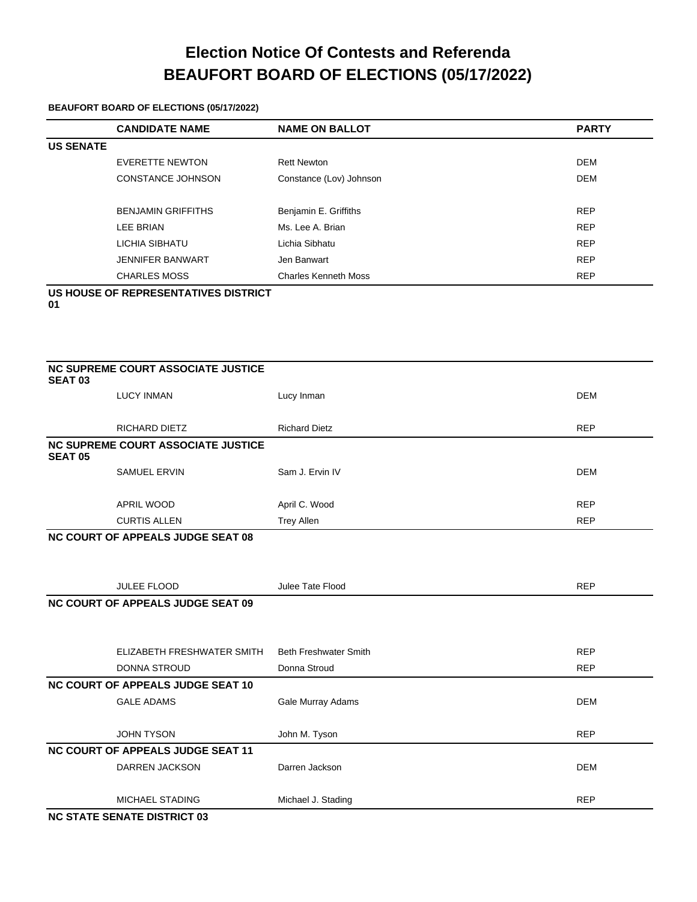# Election Notice Of Contests and Referenda
# BEAUFORT BOARD OF ELECTIONS (05/17/2022)

**BEAUFORT BOARD OF ELECTIONS (05/17/2022)**

| | CANDIDATE NAME | NAME ON BALLOT | PARTY |
|---|---|---|---|
| **US SENATE** | | | |
| | EVERETTE NEWTON | Rett Newton | DEM |
| | CONSTANCE JOHNSON | Constance (Lov) Johnson | DEM |
| | BENJAMIN GRIFFITHS | Benjamin E. Griffiths | REP |
| | LEE BRIAN | Ms. Lee A. Brian | REP |
| | LICHIA SIBHATU | Lichia Sibhatu | REP |
| | JENNIFER BANWART | Jen Banwart | REP |
| | CHARLES MOSS | Charles Kenneth Moss | REP |
| **US HOUSE OF REPRESENTATIVES DISTRICT 01** | | | |
| **NC SUPREME COURT ASSOCIATE JUSTICE SEAT 03** | | | |
| | LUCY INMAN | Lucy Inman | DEM |
| | RICHARD DIETZ | Richard Dietz | REP |
| **NC SUPREME COURT ASSOCIATE JUSTICE SEAT 05** | | | |
| | SAMUEL ERVIN | Sam J. Ervin IV | DEM |
| | APRIL WOOD | April C. Wood | REP |
| | CURTIS ALLEN | Trey Allen | REP |
| **NC COURT OF APPEALS JUDGE SEAT 08** | | | |
| | JULEE FLOOD | Julee Tate Flood | REP |
| **NC COURT OF APPEALS JUDGE SEAT 09** | | | |
| | ELIZABETH FRESHWATER SMITH | Beth Freshwater Smith | REP |
| | DONNA STROUD | Donna Stroud | REP |
| **NC COURT OF APPEALS JUDGE SEAT 10** | | | |
| | GALE ADAMS | Gale Murray Adams | DEM |
| | JOHN TYSON | John M. Tyson | REP |
| **NC COURT OF APPEALS JUDGE SEAT 11** | | | |
| | DARREN JACKSON | Darren Jackson | DEM |
| | MICHAEL STADING | Michael J. Stading | REP |
| **NC STATE SENATE DISTRICT 03** | | | |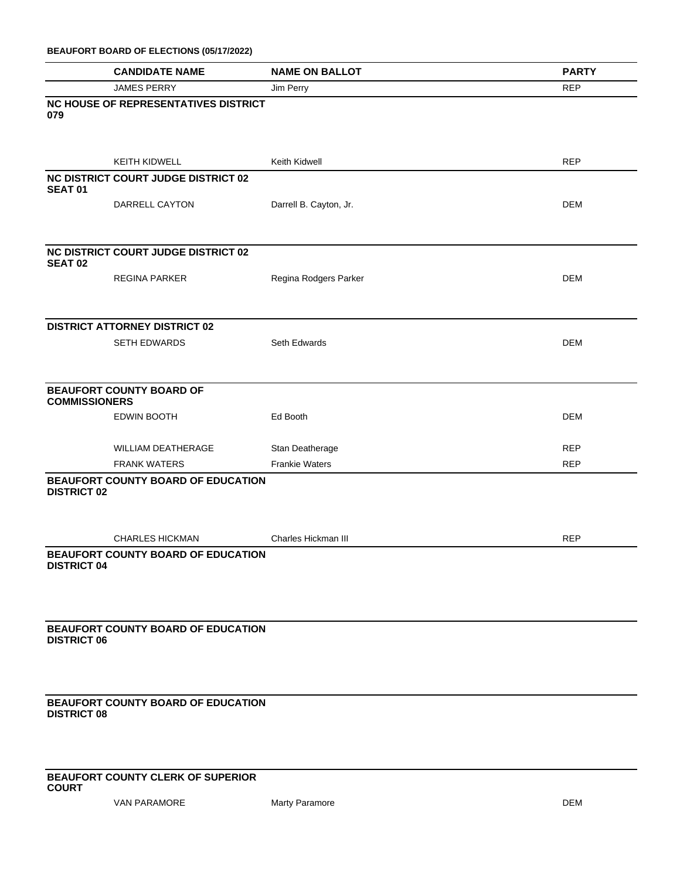**BEAUFORT BOARD OF ELECTIONS (05/17/2022)**

| CANDIDATE NAME | NAME ON BALLOT | PARTY |
|---|---|---|
| JAMES PERRY | Jim Perry | REP |
| **NC HOUSE OF REPRESENTATIVES DISTRICT 079** | | |
| KEITH KIDWELL | Keith Kidwell | REP |
| **NC DISTRICT COURT JUDGE DISTRICT 02 SEAT 01** | | |
| DARRELL CAYTON | Darrell B. Cayton, Jr. | DEM |
| **NC DISTRICT COURT JUDGE DISTRICT 02 SEAT 02** | | |
| REGINA PARKER | Regina Rodgers Parker | DEM |
| **DISTRICT ATTORNEY DISTRICT 02** | | |
| SETH EDWARDS | Seth Edwards | DEM |
| **BEAUFORT COUNTY BOARD OF COMMISSIONERS** | | |
| EDWIN BOOTH | Ed Booth | DEM |
| WILLIAM DEATHERAGE | Stan Deatherage | REP |
| FRANKIE WATERS | Frankie Waters | REP |
| **BEAUFORT COUNTY BOARD OF EDUCATION DISTRICT 02** | | |
| CHARLES HICKMAN | Charles Hickman III | REP |
| **BEAUFORT COUNTY BOARD OF EDUCATION DISTRICT 04** | | |
| **BEAUFORT COUNTY BOARD OF EDUCATION DISTRICT 06** | | |
| **BEAUFORT COUNTY BOARD OF EDUCATION DISTRICT 08** | | |
| **BEAUFORT COUNTY CLERK OF SUPERIOR COURT** | | |
| VAN PARAMORE | Marty Paramore | DEM |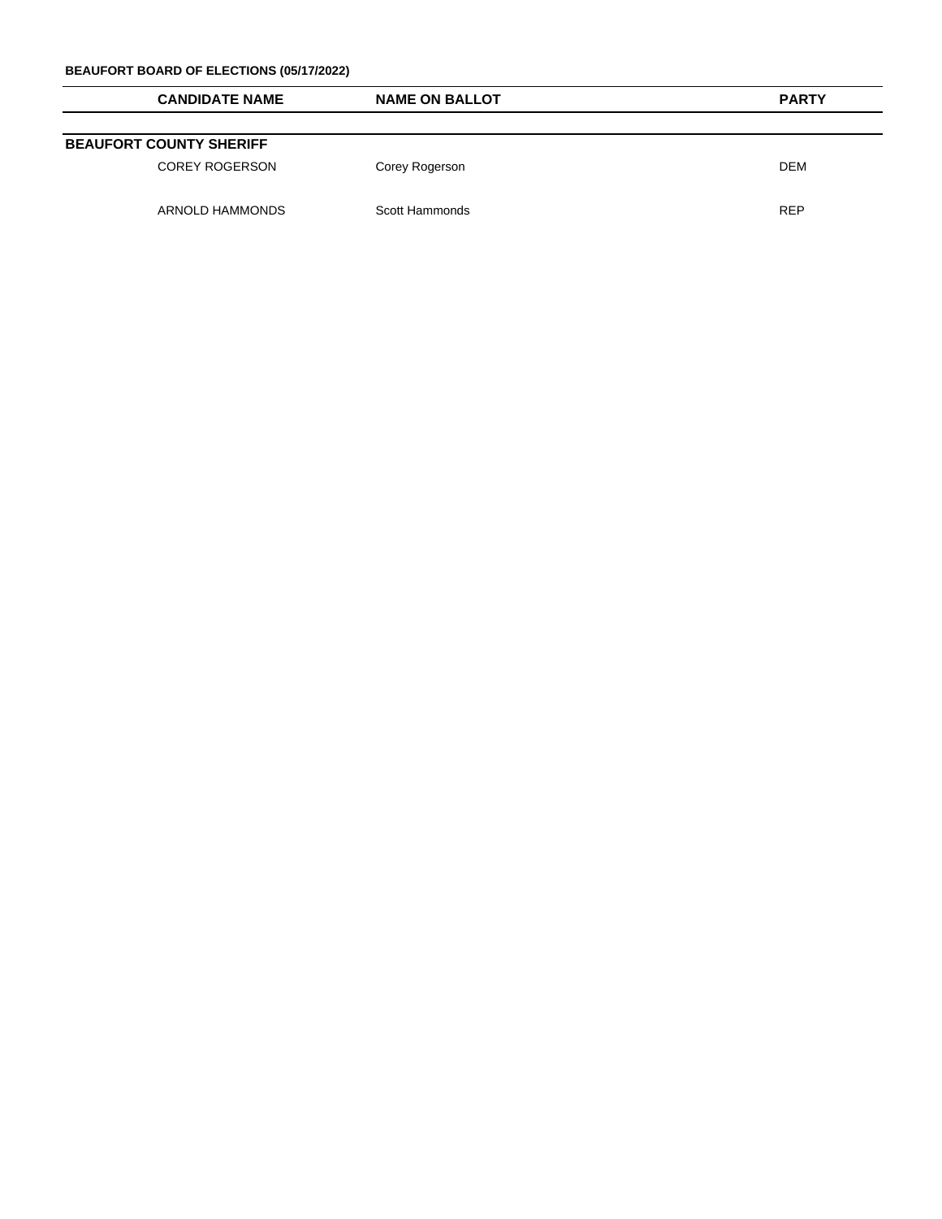**BEAUFORT BOARD OF ELECTIONS (05/17/2022)**

| CANDIDATE NAME | NAME ON BALLOT | PARTY |
|---|---|---|
| **BEAUFORT COUNTY SHERIFF** | | |
| COREY ROGERSON | Corey Rogerson | DEM |
| ARNOLD HAMMONDS | Scott Hammonds | REP |